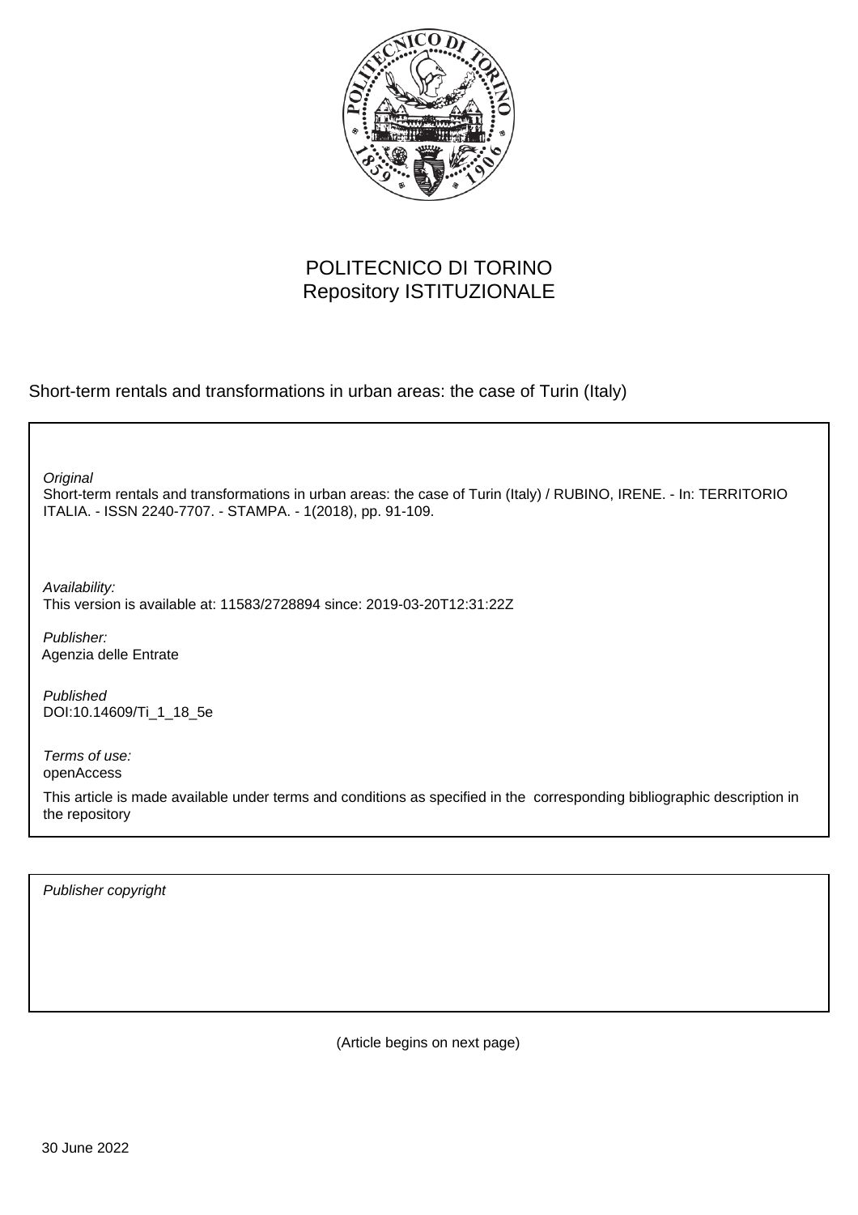POLITECNICO DI TORINO
Repository ISTITUZIONALE

Short-term rentals and transformations in urban areas: the case of Turin (Italy)

*Original*
Short-term rentals and transformations in urban areas: the case of Turin (Italy) / RUBINO, IRENE. - In: TERRITORIO ITALIA. - ISSN 2240-7707. - STAMPA. - 1(2018), pp. 91-109.

*Availability:*
This version is available at: 11583/2728894 since: 2019-03-20T12:31:22Z

*Publisher:*
Agenzia delle Entrate

*Published*
DOI:10.14609/Ti_1_18_5e

*Terms of use:*
openAccess

This article is made available under terms and conditions as specified in the corresponding bibliographic description in the repository

*Publisher copyright*

(Article begins on next page)

30 June 2022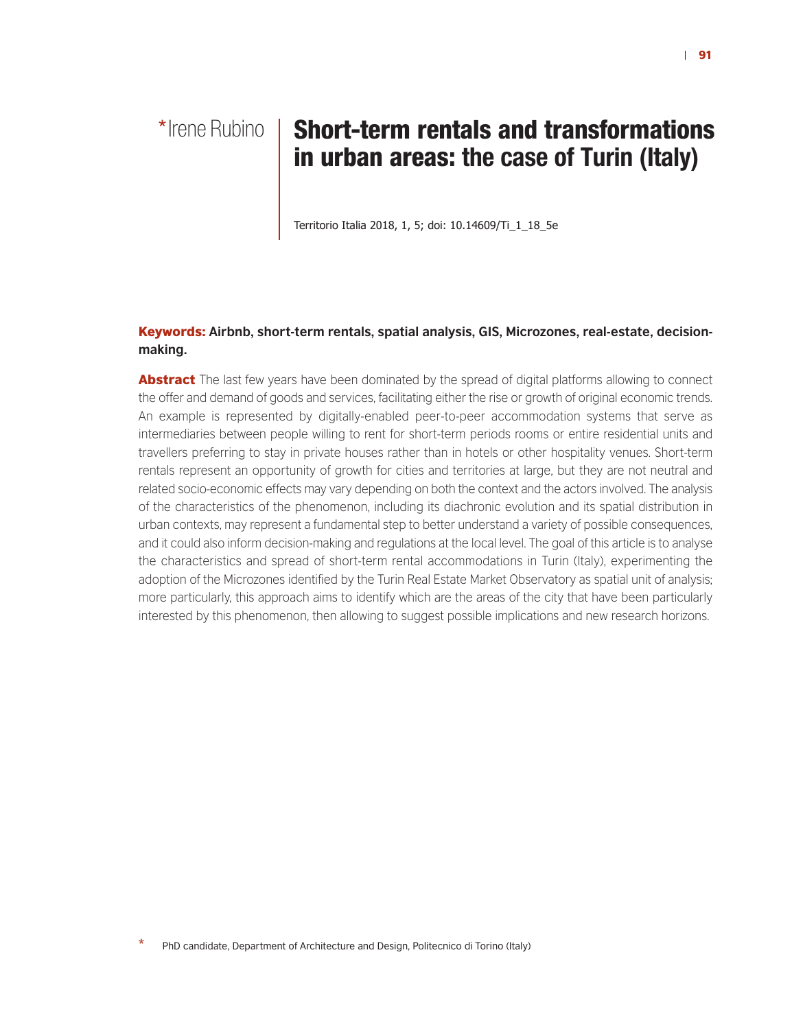# Short-term rentals and transformations in urban areas: the case of Turin (Italy)

*Irene Rubino

Territorio Italia 2018, 1, 5; doi: 10.14609/Ti_1_18_5e

**Keywords:** **Airbnb, short-term rentals, spatial analysis, GIS, Microzones, real-estate, decision-making.**

**Abstract** The last few years have been dominated by the spread of digital platforms allowing to connect the offer and demand of goods and services, facilitating either the rise or growth of original economic trends. An example is represented by digitally-enabled peer-to-peer accommodation systems that serve as intermediaries between people willing to rent for short-term periods rooms or entire residential units and travellers preferring to stay in private houses rather than in hotels or other hospitality venues. Short-term rentals represent an opportunity of growth for cities and territories at large, but they are not neutral and related socio-economic effects may vary depending on both the context and the actors involved. The analysis of the characteristics of the phenomenon, including its diachronic evolution and its spatial distribution in urban contexts, may represent a fundamental step to better understand a variety of possible consequences, and it could also inform decision-making and regulations at the local level. The goal of this article is to analyse the characteristics and spread of short-term rental accommodations in Turin (Italy), experimenting the adoption of the Microzones identified by the Turin Real Estate Market Observatory as spatial unit of analysis; more particularly, this approach aims to identify which are the areas of the city that have been particularly interested by this phenomenon, then allowing to suggest possible implications and new research horizons.

\* PhD candidate, Department of Architecture and Design, Politecnico di Torino (Italy)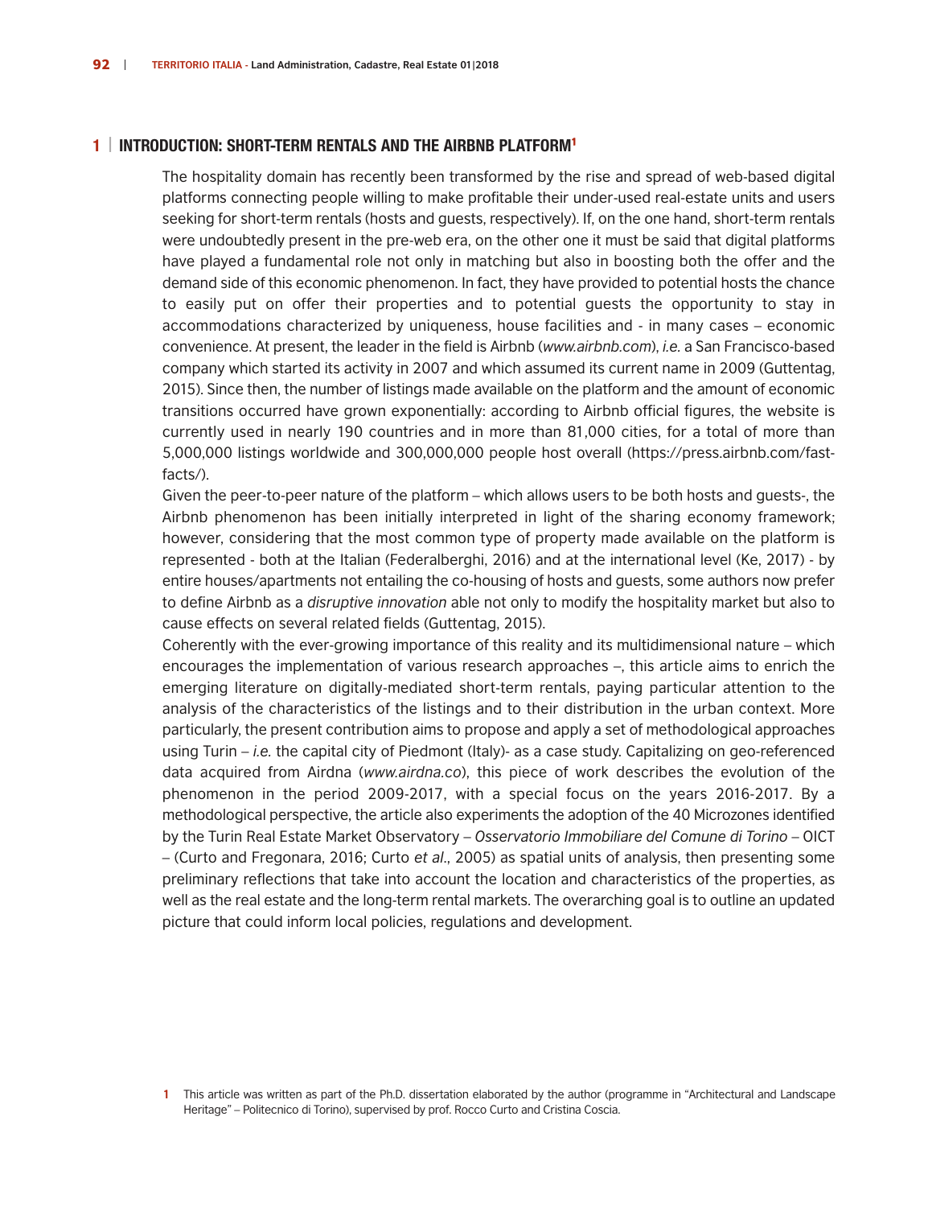## 1 | INTRODUCTION: SHORT-TERM RENTALS AND THE AIRBNB PLATFORM[1]

The hospitality domain has recently been transformed by the rise and spread of web-based digital platforms connecting people willing to make profitable their under-used real-estate units and users seeking for short-term rentals (hosts and guests, respectively). If, on the one hand, short-term rentals were undoubtedly present in the pre-web era, on the other one it must be said that digital platforms have played a fundamental role not only in matching but also in boosting both the offer and the demand side of this economic phenomenon. In fact, they have provided to potential hosts the chance to easily put on offer their properties and to potential guests the opportunity to stay in accommodations characterized by uniqueness, house facilities and - in many cases – economic convenience. At present, the leader in the field is Airbnb (*www.airbnb.com*), *i.e.* a San Francisco-based company which started its activity in 2007 and which assumed its current name in 2009 (Guttentag, 2015). Since then, the number of listings made available on the platform and the amount of economic transitions occurred have grown exponentially: according to Airbnb official figures, the website is currently used in nearly 190 countries and in more than 81,000 cities, for a total of more than 5,000,000 listings worldwide and 300,000,000 people host overall (https://press.airbnb.com/fast-facts/).

Given the peer-to-peer nature of the platform – which allows users to be both hosts and guests-, the Airbnb phenomenon has been initially interpreted in light of the sharing economy framework; however, considering that the most common type of property made available on the platform is represented - both at the Italian (Federalberghi, 2016) and at the international level (Ke, 2017) - by entire houses/apartments not entailing the co-housing of hosts and guests, some authors now prefer to define Airbnb as a *disruptive innovation* able not only to modify the hospitality market but also to cause effects on several related fields (Guttentag, 2015).

Coherently with the ever-growing importance of this reality and its multidimensional nature – which encourages the implementation of various research approaches –, this article aims to enrich the emerging literature on digitally-mediated short-term rentals, paying particular attention to the analysis of the characteristics of the listings and to their distribution in the urban context. More particularly, the present contribution aims to propose and apply a set of methodological approaches using Turin – *i.e.* the capital city of Piedmont (Italy)- as a case study. Capitalizing on geo-referenced data acquired from Airdna (*www.airdna.co*), this piece of work describes the evolution of the phenomenon in the period 2009-2017, with a special focus on the years 2016-2017. By a methodological perspective, the article also experiments the adoption of the 40 Microzones identified by the Turin Real Estate Market Observatory – *Osservatorio Immobiliare del Comune di Torino* – OICT – (Curto and Fregonara, 2016; Curto *et al*., 2005) as spatial units of analysis, then presenting some preliminary reflections that take into account the location and characteristics of the properties, as well as the real estate and the long-term rental markets. The overarching goal is to outline an updated picture that could inform local policies, regulations and development.

1 This article was written as part of the Ph.D. dissertation elaborated by the author (programme in "Architectural and Landscape Heritage" – Politecnico di Torino), supervised by prof. Rocco Curto and Cristina Coscia.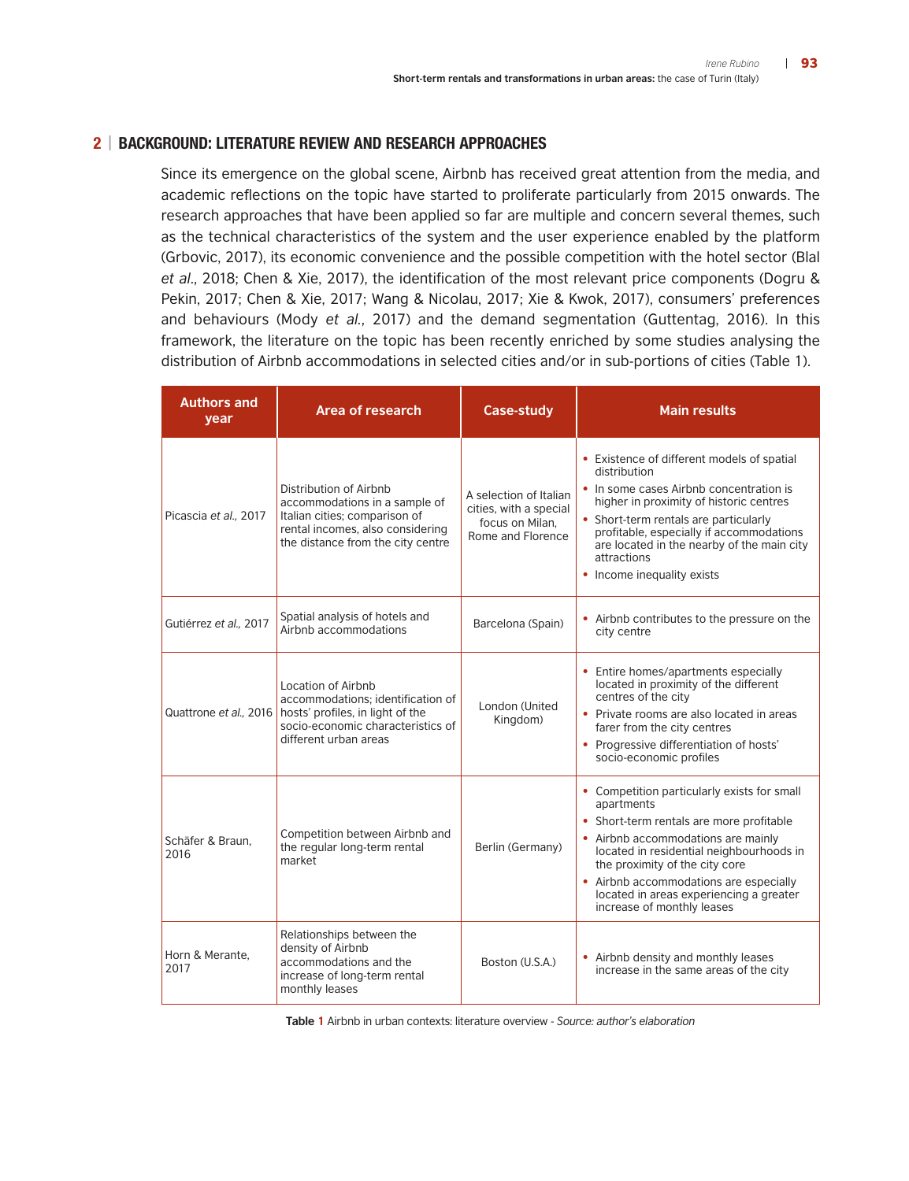## 2 | BACKGROUND: LITERATURE REVIEW AND RESEARCH APPROACHES

Since its emergence on the global scene, Airbnb has received great attention from the media, and academic reflections on the topic have started to proliferate particularly from 2015 onwards. The research approaches that have been applied so far are multiple and concern several themes, such as the technical characteristics of the system and the user experience enabled by the platform (Grbovic, 2017), its economic convenience and the possible competition with the hotel sector (Blal *et al.*, 2018; Chen & Xie, 2017), the identification of the most relevant price components (Dogru & Pekin, 2017; Chen & Xie, 2017; Wang & Nicolau, 2017; Xie & Kwok, 2017), consumers' preferences and behaviours (Mody *et al.*, 2017) and the demand segmentation (Guttentag, 2016). In this framework, the literature on the topic has been recently enriched by some studies analysing the distribution of Airbnb accommodations in selected cities and/or in sub-portions of cities (Table 1).

| Authors and year | Area of research | Case-study | Main results |
|---|---|---|---|
| Picascia *et al.*, 2017 | Distribution of Airbnb accommodations in a sample of Italian cities; comparison of rental incomes, also considering the distance from the city centre | A selection of Italian cities, with a special focus on Milan, Rome and Florence | • Existence of different models of spatial distribution<br>• In some cases Airbnb concentration is higher in proximity of historic centres<br>• Short-term rentals are particularly profitable, especially if accommodations are located in the nearby of the main city attractions<br>• Income inequality exists |
| Gutiérrez *et al.*, 2017 | Spatial analysis of hotels and Airbnb accommodations | Barcelona (Spain) | • Airbnb contributes to the pressure on the city centre |
| Quattrone *et al.*, 2016 | Location of Airbnb accommodations; identification of hosts' profiles, in light of the socio-economic characteristics of different urban areas | London (United Kingdom) | • Entire homes/apartments especially located in proximity of the different centres of the city<br>• Private rooms are also located in areas farer from the city centres<br>• Progressive differentiation of hosts' socio-economic profiles |
| Schäfer & Braun, 2016 | Competition between Airbnb and the regular long-term rental market | Berlin (Germany) | • Competition particularly exists for small apartments<br>• Short-term rentals are more profitable<br>• Airbnb accommodations are mainly located in residential neighbourhoods in the proximity of the city core<br>• Airbnb accommodations are especially located in areas experiencing a greater increase of monthly leases |
| Horn & Merante, 2017 | Relationships between the density of Airbnb accommodations and the increase of long-term rental monthly leases | Boston (U.S.A.) | • Airbnb density and monthly leases increase in the same areas of the city |

**Table 1** Airbnb in urban contexts: literature overview - *Source: author's elaboration*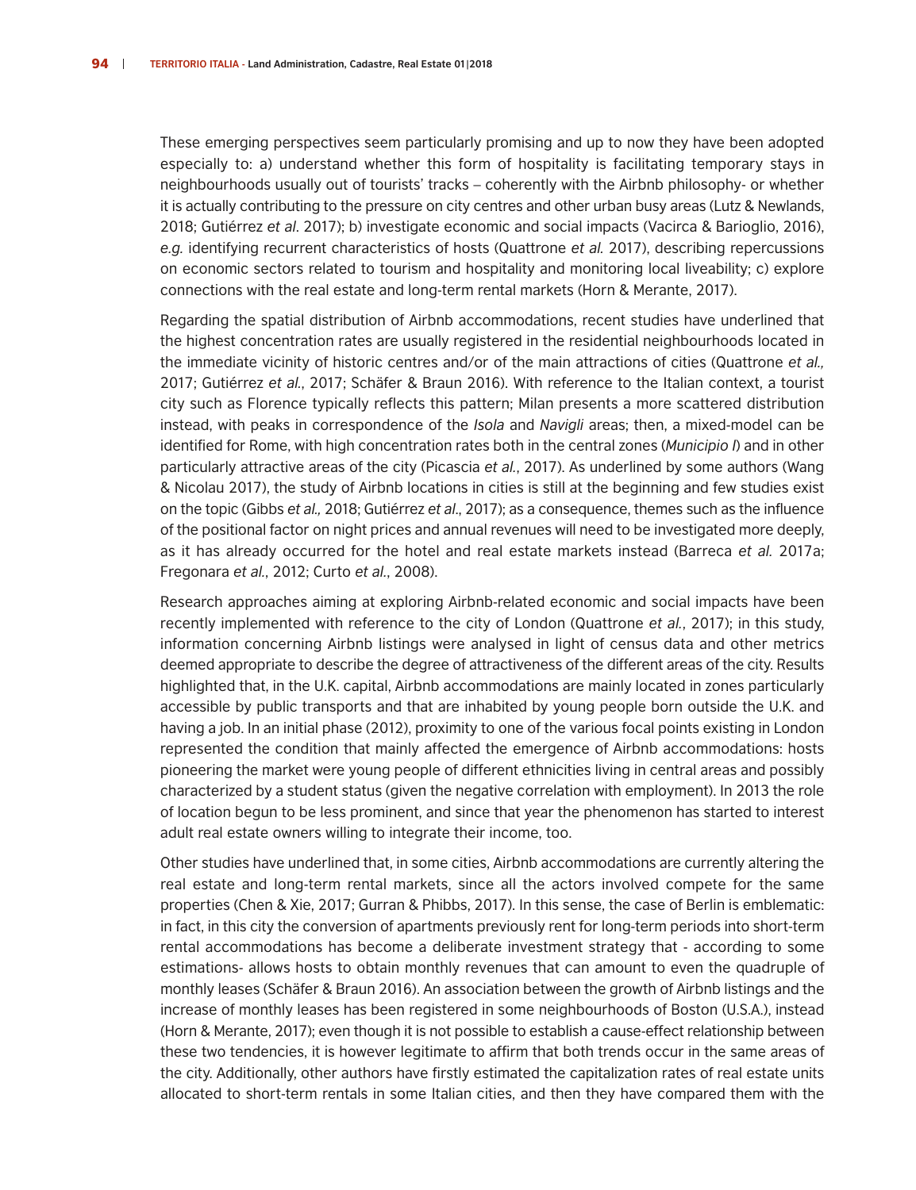These emerging perspectives seem particularly promising and up to now they have been adopted especially to: a) understand whether this form of hospitality is facilitating temporary stays in neighbourhoods usually out of tourists' tracks – coherently with the Airbnb philosophy- or whether it is actually contributing to the pressure on city centres and other urban busy areas (Lutz & Newlands, 2018; Gutiérrez *et al*. 2017); b) investigate economic and social impacts (Vacirca & Barioglio, 2016), *e.g.* identifying recurrent characteristics of hosts (Quattrone *et al.* 2017), describing repercussions on economic sectors related to tourism and hospitality and monitoring local liveability; c) explore connections with the real estate and long-term rental markets (Horn & Merante, 2017).

Regarding the spatial distribution of Airbnb accommodations, recent studies have underlined that the highest concentration rates are usually registered in the residential neighbourhoods located in the immediate vicinity of historic centres and/or of the main attractions of cities (Quattrone *et al.,* 2017; Gutiérrez *et al.*, 2017; Schäfer & Braun 2016). With reference to the Italian context, a tourist city such as Florence typically reflects this pattern; Milan presents a more scattered distribution instead, with peaks in correspondence of the *Isola* and *Navigli* areas; then, a mixed-model can be identified for Rome, with high concentration rates both in the central zones (*Municipio I*) and in other particularly attractive areas of the city (Picascia *et al.*, 2017). As underlined by some authors (Wang & Nicolau 2017), the study of Airbnb locations in cities is still at the beginning and few studies exist on the topic (Gibbs *et al.,* 2018; Gutiérrez *et al*., 2017); as a consequence, themes such as the influence of the positional factor on night prices and annual revenues will need to be investigated more deeply, as it has already occurred for the hotel and real estate markets instead (Barreca *et al.* 2017a; Fregonara *et al.*, 2012; Curto *et al.*, 2008).

Research approaches aiming at exploring Airbnb-related economic and social impacts have been recently implemented with reference to the city of London (Quattrone *et al.*, 2017); in this study, information concerning Airbnb listings were analysed in light of census data and other metrics deemed appropriate to describe the degree of attractiveness of the different areas of the city. Results highlighted that, in the U.K. capital, Airbnb accommodations are mainly located in zones particularly accessible by public transports and that are inhabited by young people born outside the U.K. and having a job. In an initial phase (2012), proximity to one of the various focal points existing in London represented the condition that mainly affected the emergence of Airbnb accommodations: hosts pioneering the market were young people of different ethnicities living in central areas and possibly characterized by a student status (given the negative correlation with employment). In 2013 the role of location begun to be less prominent, and since that year the phenomenon has started to interest adult real estate owners willing to integrate their income, too.

Other studies have underlined that, in some cities, Airbnb accommodations are currently altering the real estate and long-term rental markets, since all the actors involved compete for the same properties (Chen & Xie, 2017; Gurran & Phibbs, 2017). In this sense, the case of Berlin is emblematic: in fact, in this city the conversion of apartments previously rent for long-term periods into short-term rental accommodations has become a deliberate investment strategy that - according to some estimations- allows hosts to obtain monthly revenues that can amount to even the quadruple of monthly leases (Schäfer & Braun 2016). An association between the growth of Airbnb listings and the increase of monthly leases has been registered in some neighbourhoods of Boston (U.S.A.), instead (Horn & Merante, 2017); even though it is not possible to establish a cause-effect relationship between these two tendencies, it is however legitimate to affirm that both trends occur in the same areas of the city. Additionally, other authors have firstly estimated the capitalization rates of real estate units allocated to short-term rentals in some Italian cities, and then they have compared them with the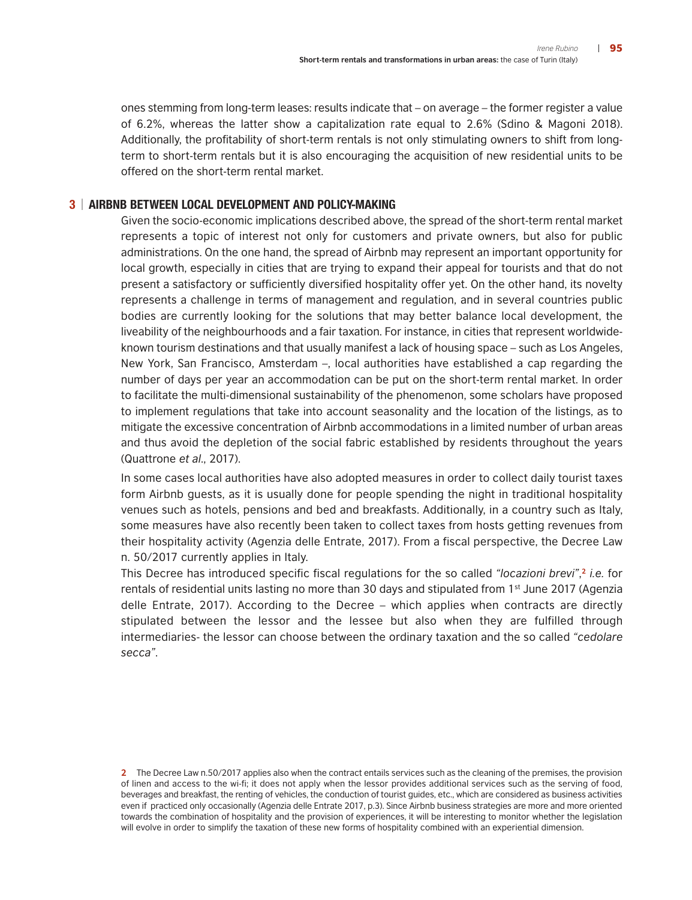ones stemming from long-term leases: results indicate that – on average – the former register a value of 6.2%, whereas the latter show a capitalization rate equal to 2.6% (Sdino & Magoni 2018). Additionally, the profitability of short-term rentals is not only stimulating owners to shift from long-term to short-term rentals but it is also encouraging the acquisition of new residential units to be offered on the short-term rental market.

## 3 | AIRBNB BETWEEN LOCAL DEVELOPMENT AND POLICY-MAKING

Given the socio-economic implications described above, the spread of the short-term rental market represents a topic of interest not only for customers and private owners, but also for public administrations. On the one hand, the spread of Airbnb may represent an important opportunity for local growth, especially in cities that are trying to expand their appeal for tourists and that do not present a satisfactory or sufficiently diversified hospitality offer yet. On the other hand, its novelty represents a challenge in terms of management and regulation, and in several countries public bodies are currently looking for the solutions that may better balance local development, the liveability of the neighbourhoods and a fair taxation. For instance, in cities that represent worldwide-known tourism destinations and that usually manifest a lack of housing space – such as Los Angeles, New York, San Francisco, Amsterdam –, local authorities have established a cap regarding the number of days per year an accommodation can be put on the short-term rental market. In order to facilitate the multi-dimensional sustainability of the phenomenon, some scholars have proposed to implement regulations that take into account seasonality and the location of the listings, as to mitigate the excessive concentration of Airbnb accommodations in a limited number of urban areas and thus avoid the depletion of the social fabric established by residents throughout the years (Quattrone *et al.*, 2017).

In some cases local authorities have also adopted measures in order to collect daily tourist taxes form Airbnb guests, as it is usually done for people spending the night in traditional hospitality venues such as hotels, pensions and bed and breakfasts. Additionally, in a country such as Italy, some measures have also recently been taken to collect taxes from hosts getting revenues from their hospitality activity (Agenzia delle Entrate, 2017). From a fiscal perspective, the Decree Law n. 50/2017 currently applies in Italy.

This Decree has introduced specific fiscal regulations for the so called *"locazioni brevi"*,[2] *i.e.* for rentals of residential units lasting no more than 30 days and stipulated from 1st June 2017 (Agenzia delle Entrate, 2017). According to the Decree – which applies when contracts are directly stipulated between the lessor and the lessee but also when they are fulfilled through intermediaries- the lessor can choose between the ordinary taxation and the so called *"cedolare secca"*.

[2] The Decree Law n.50/2017 applies also when the contract entails services such as the cleaning of the premises, the provision of linen and access to the wi-fi; it does not apply when the lessor provides additional services such as the serving of food, beverages and breakfast, the renting of vehicles, the conduction of tourist guides, etc., which are considered as business activities even if practiced only occasionally (Agenzia delle Entrate 2017, p.3). Since Airbnb business strategies are more and more oriented towards the combination of hospitality and the provision of experiences, it will be interesting to monitor whether the legislation will evolve in order to simplify the taxation of these new forms of hospitality combined with an experiential dimension.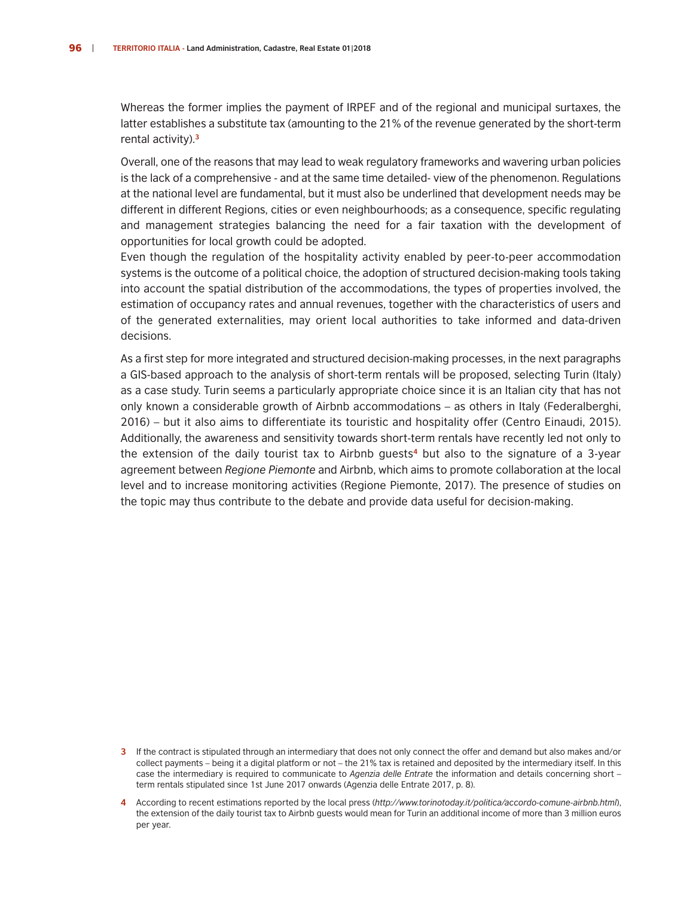Whereas the former implies the payment of IRPEF and of the regional and municipal surtaxes, the latter establishes a substitute tax (amounting to the 21% of the revenue generated by the short-term rental activity).[3]

Overall, one of the reasons that may lead to weak regulatory frameworks and wavering urban policies is the lack of a comprehensive - and at the same time detailed- view of the phenomenon. Regulations at the national level are fundamental, but it must also be underlined that development needs may be different in different Regions, cities or even neighbourhoods; as a consequence, specific regulating and management strategies balancing the need for a fair taxation with the development of opportunities for local growth could be adopted.
Even though the regulation of the hospitality activity enabled by peer-to-peer accommodation systems is the outcome of a political choice, the adoption of structured decision-making tools taking into account the spatial distribution of the accommodations, the types of properties involved, the estimation of occupancy rates and annual revenues, together with the characteristics of users and of the generated externalities, may orient local authorities to take informed and data-driven decisions.

As a first step for more integrated and structured decision-making processes, in the next paragraphs a GIS-based approach to the analysis of short-term rentals will be proposed, selecting Turin (Italy) as a case study. Turin seems a particularly appropriate choice since it is an Italian city that has not only known a considerable growth of Airbnb accommodations – as others in Italy (Federalberghi, 2016) – but it also aims to differentiate its touristic and hospitality offer (Centro Einaudi, 2015). Additionally, the awareness and sensitivity towards short-term rentals have recently led not only to the extension of the daily tourist tax to Airbnb guests[4] but also to the signature of a 3-year agreement between *Regione Piemonte* and Airbnb, which aims to promote collaboration at the local level and to increase monitoring activities (Regione Piemonte, 2017). The presence of studies on the topic may thus contribute to the debate and provide data useful for decision-making.

3 If the contract is stipulated through an intermediary that does not only connect the offer and demand but also makes and/or collect payments – being it a digital platform or not – the 21% tax is retained and deposited by the intermediary itself. In this case the intermediary is required to communicate to *Agenzia delle Entrate* the information and details concerning short – term rentals stipulated since 1st June 2017 onwards (Agenzia delle Entrate 2017, p. 8).

4 According to recent estimations reported by the local press (*http://www.torinotoday.it/politica/accordo-comune-airbnb.html*), the extension of the daily tourist tax to Airbnb guests would mean for Turin an additional income of more than 3 million euros per year.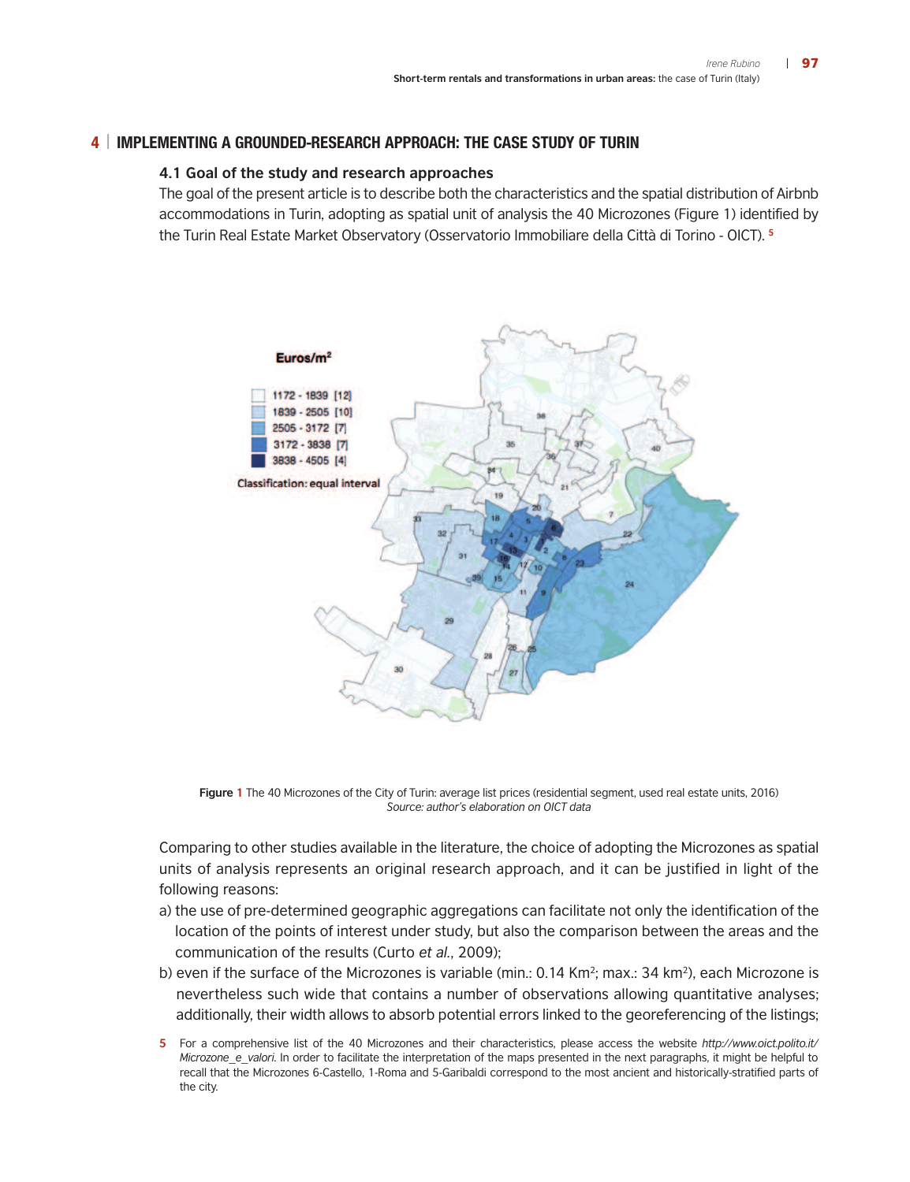## 4 | IMPLEMENTING A GROUNDED-RESEARCH APPROACH: THE CASE STUDY OF TURIN

### 4.1 Goal of the study and research approaches

The goal of the present article is to describe both the characteristics and the spatial distribution of Airbnb accommodations in Turin, adopting as spatial unit of analysis the 40 Microzones (Figure 1) identified by the Turin Real Estate Market Observatory (Osservatorio Immobiliare della Città di Torino - OICT). [5]

Euros/m²

1172 - 1839 [12]
1839 - 2505 [10]
2505 - 3172 [7]
3172 - 3838 [7]
3838 - 4505 [4]

Classification: equal interval

**Figure 1** The 40 Microzones of the City of Turin: average list prices (residential segment, used real estate units, 2016)
*Source: author's elaboration on OICT data*

Comparing to other studies available in the literature, the choice of adopting the Microzones as spatial units of analysis represents an original research approach, and it can be justified in light of the following reasons:

a) the use of pre-determined geographic aggregations can facilitate not only the identification of the location of the points of interest under study, but also the comparison between the areas and the communication of the results (Curto *et al.*, 2009);
b) even if the surface of the Microzones is variable (min.: 0.14 Km²; max.: 34 km²), each Microzone is nevertheless such wide that contains a number of observations allowing quantitative analyses; additionally, their width allows to absorb potential errors linked to the georeferencing of the listings;

5 For a comprehensive list of the 40 Microzones and their characteristics, please access the website *http://www.oict.polito.it/Microzone_e_valori*. In order to facilitate the interpretation of the maps presented in the next paragraphs, it might be helpful to recall that the Microzones 6-Castello, 1-Roma and 5-Garibaldi correspond to the most ancient and historically-stratified parts of the city.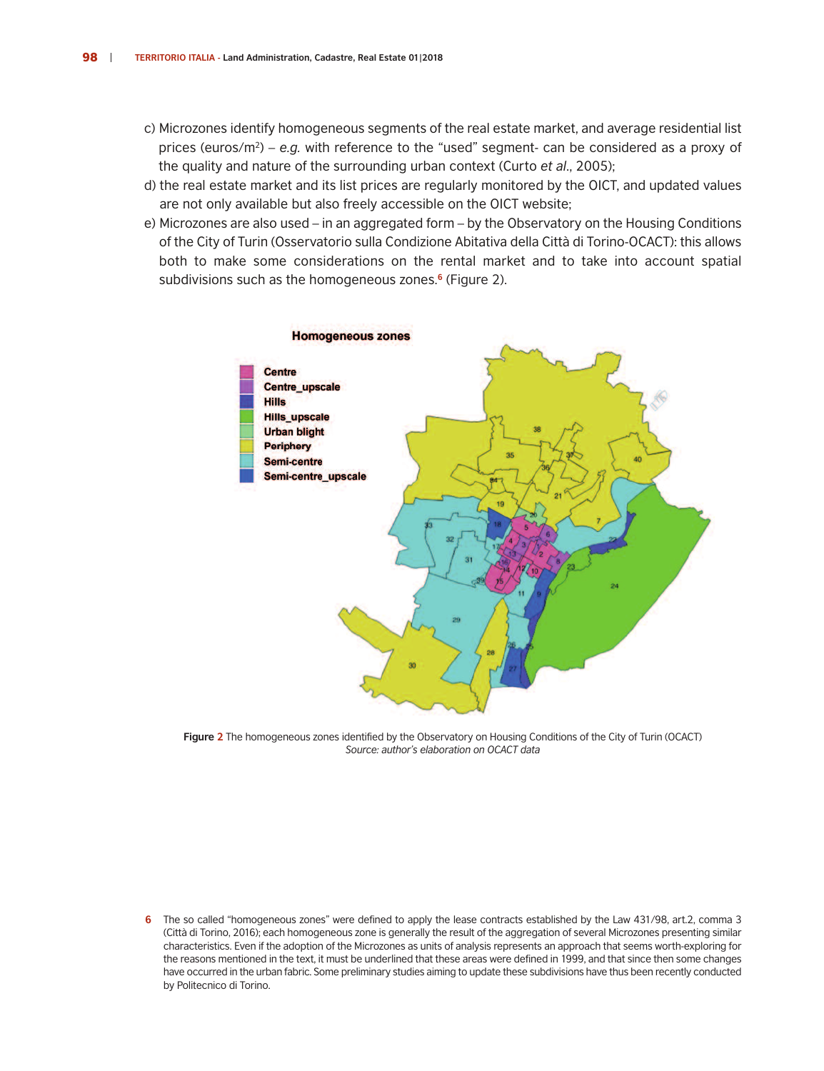c) Microzones identify homogeneous segments of the real estate market, and average residential list prices (euros/m$^2$) – *e.g.* with reference to the "used" segment- can be considered as a proxy of the quality and nature of the surrounding urban context (Curto *et al.*, 2005);

d) the real estate market and its list prices are regularly monitored by the OICT, and updated values are not only available but also freely accessible on the OICT website;

e) Microzones are also used – in an aggregated form – by the Observatory on the Housing Conditions of the City of Turin (Osservatorio sulla Condizione Abitativa della Città di Torino-OCACT): this allows both to make some considerations on the rental market and to take into account spatial subdivisions such as the homogeneous zones.[6] (Figure 2).

Homogeneous zones

Centre
Centre_upscale
Hills
Hills_upscale
Urban blight
Periphery
Semi-centre
Semi-centre_upscale

38 35 37 40 36 34 21 19 20 7 18 5 6 33 32 4 3 1 22 17 13 2 31 16 8 14 12 10 23 39 15 11 9 24 29 28 26 25 30 27

**Figure 2** The homogeneous zones identified by the Observatory on Housing Conditions of the City of Turin (OCACT)
*Source: author's elaboration on OCACT data*

6 The so called "homogeneous zones" were defined to apply the lease contracts established by the Law 431/98, art.2, comma 3 (Città di Torino, 2016); each homogeneous zone is generally the result of the aggregation of several Microzones presenting similar characteristics. Even if the adoption of the Microzones as units of analysis represents an approach that seems worth-exploring for the reasons mentioned in the text, it must be underlined that these areas were defined in 1999, and that since then some changes have occurred in the urban fabric. Some preliminary studies aiming to update these subdivisions have thus been recently conducted by Politecnico di Torino.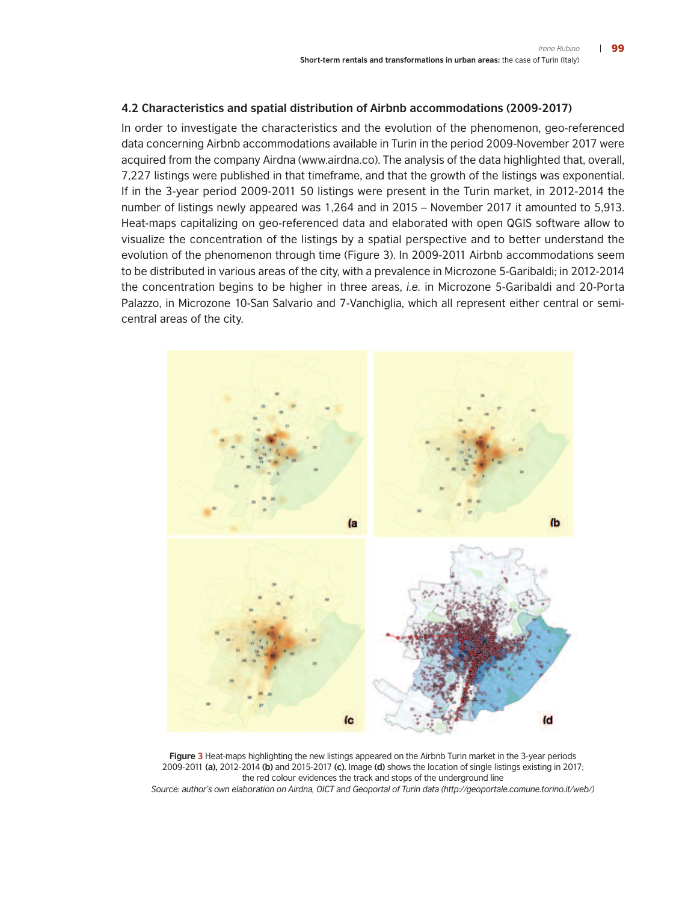### 4.2 Characteristics and spatial distribution of Airbnb accommodations (2009-2017)

In order to investigate the characteristics and the evolution of the phenomenon, geo-referenced data concerning Airbnb accommodations available in Turin in the period 2009-November 2017 were acquired from the company Airdna (www.airdna.co). The analysis of the data highlighted that, overall, 7,227 listings were published in that timeframe, and that the growth of the listings was exponential. If in the 3-year period 2009-2011 50 listings were present in the Turin market, in 2012-2014 the number of listings newly appeared was 1,264 and in 2015 – November 2017 it amounted to 5,913. Heat-maps capitalizing on geo-referenced data and elaborated with open QGIS software allow to visualize the concentration of the listings by a spatial perspective and to better understand the evolution of the phenomenon through time (Figure 3). In 2009-2011 Airbnb accommodations seem to be distributed in various areas of the city, with a prevalence in Microzone 5-Garibaldi; in 2012-2014 the concentration begins to be higher in three areas, *i.e.* in Microzone 5-Garibaldi and 20-Porta Palazzo, in Microzone 10-San Salvario and 7-Vanchiglia, which all represent either central or semi-central areas of the city.

**Figure 3** Heat-maps highlighting the new listings appeared on the Airbnb Turin market in the 3-year periods 2009-2011 **(a)**, 2012-2014 **(b)** and 2015-2017 **(c)**. Image **(d)** shows the location of single listings existing in 2017; the red colour evidences the track and stops of the underground line

*Source: author's own elaboration on Airdna, OICT and Geoportal of Turin data (http://geoportale.comune.torino.it/web/)*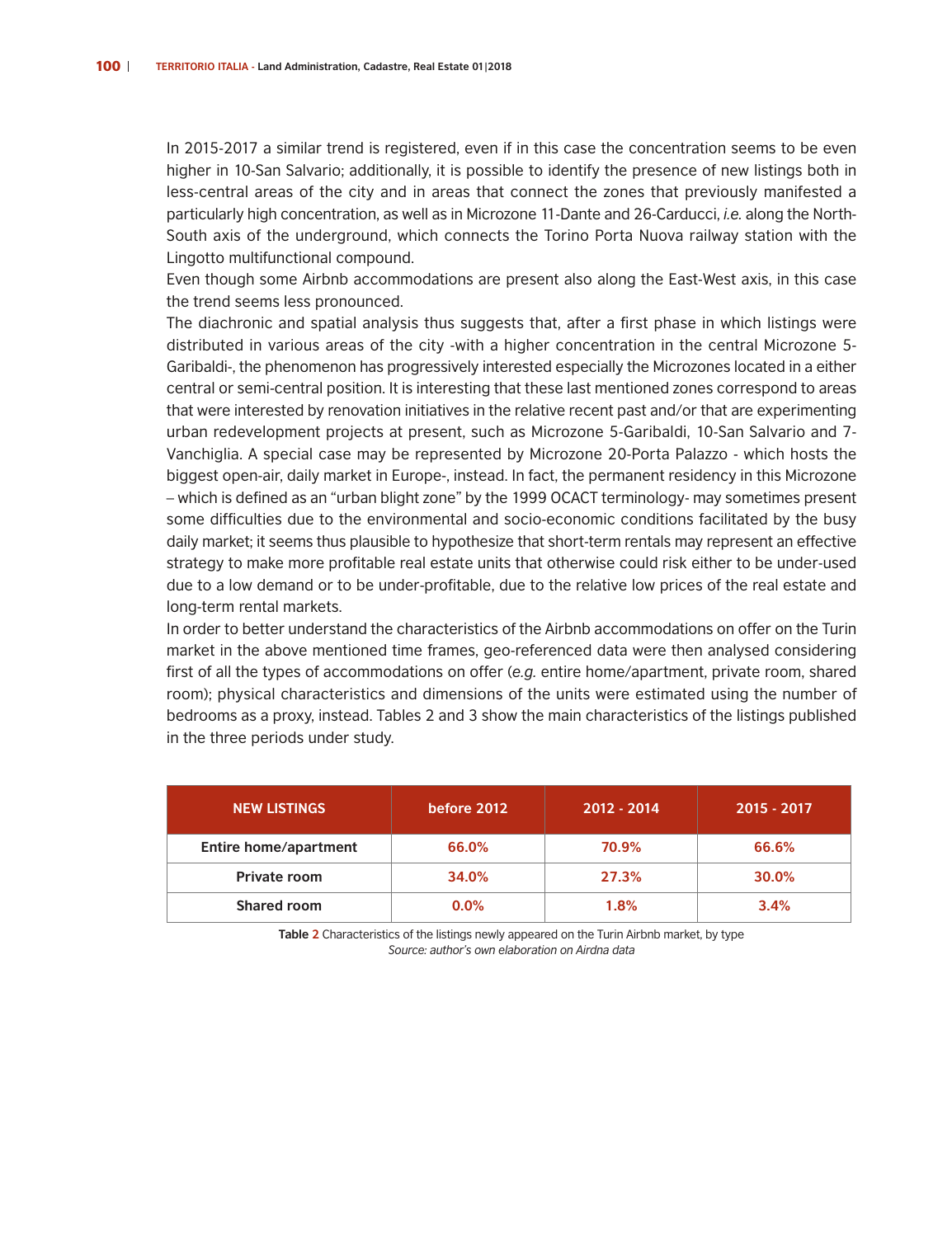In 2015-2017 a similar trend is registered, even if in this case the concentration seems to be even higher in 10-San Salvario; additionally, it is possible to identify the presence of new listings both in less-central areas of the city and in areas that connect the zones that previously manifested a particularly high concentration, as well as in Microzone 11-Dante and 26-Carducci, *i.e.* along the North-South axis of the underground, which connects the Torino Porta Nuova railway station with the Lingotto multifunctional compound.

Even though some Airbnb accommodations are present also along the East-West axis, in this case the trend seems less pronounced.

The diachronic and spatial analysis thus suggests that, after a first phase in which listings were distributed in various areas of the city -with a higher concentration in the central Microzone 5-Garibaldi-, the phenomenon has progressively interested especially the Microzones located in a either central or semi-central position. It is interesting that these last mentioned zones correspond to areas that were interested by renovation initiatives in the relative recent past and/or that are experimenting urban redevelopment projects at present, such as Microzone 5-Garibaldi, 10-San Salvario and 7-Vanchiglia. A special case may be represented by Microzone 20-Porta Palazzo - which hosts the biggest open-air, daily market in Europe-, instead. In fact, the permanent residency in this Microzone – which is defined as an "urban blight zone" by the 1999 OCACT terminology- may sometimes present some difficulties due to the environmental and socio-economic conditions facilitated by the busy daily market; it seems thus plausible to hypothesize that short-term rentals may represent an effective strategy to make more profitable real estate units that otherwise could risk either to be under-used due to a low demand or to be under-profitable, due to the relative low prices of the real estate and long-term rental markets.

In order to better understand the characteristics of the Airbnb accommodations on offer on the Turin market in the above mentioned time frames, geo-referenced data were then analysed considering first of all the types of accommodations on offer (*e.g.* entire home/apartment, private room, shared room); physical characteristics and dimensions of the units were estimated using the number of bedrooms as a proxy, instead. Tables 2 and 3 show the main characteristics of the listings published in the three periods under study.

| NEW LISTINGS | before 2012 | 2012 - 2014 | 2015 - 2017 |
|---|---|---|---|
| Entire home/apartment | 66.0% | 70.9% | 66.6% |
| Private room | 34.0% | 27.3% | 30.0% |
| Shared room | 0.0% | 1.8% | 3.4% |

**Table 2** Characteristics of the listings newly appeared on the Turin Airbnb market, by type
*Source: author's own elaboration on Airdna data*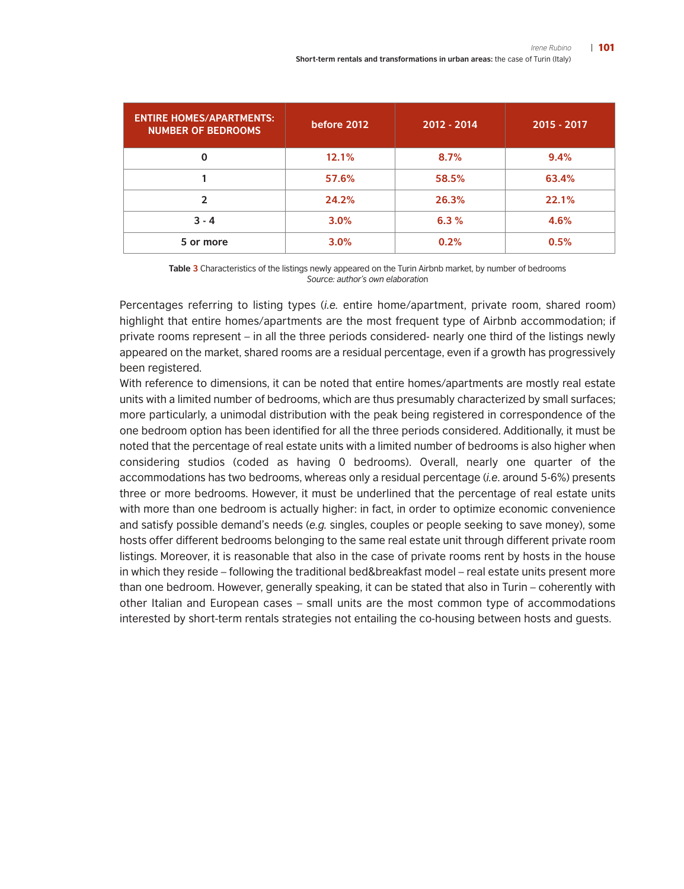| ENTIRE HOMES/APARTMENTS: NUMBER OF BEDROOMS | before 2012 | 2012 - 2014 | 2015 - 2017 |
|---|---|---|---|
| 0 | 12.1% | 8.7% | 9.4% |
| 1 | 57.6% | 58.5% | 63.4% |
| 2 | 24.2% | 26.3% | 22.1% |
| 3 - 4 | 3.0% | 6.3 % | 4.6% |
| 5 or more | 3.0% | 0.2% | 0.5% |

**Table 3** Characteristics of the listings newly appeared on the Turin Airbnb market, by number of bedrooms
*Source: author's own elaboration*

Percentages referring to listing types (*i.e.* entire home/apartment, private room, shared room) highlight that entire homes/apartments are the most frequent type of Airbnb accommodation; if private rooms represent – in all the three periods considered- nearly one third of the listings newly appeared on the market, shared rooms are a residual percentage, even if a growth has progressively been registered.

With reference to dimensions, it can be noted that entire homes/apartments are mostly real estate units with a limited number of bedrooms, which are thus presumably characterized by small surfaces; more particularly, a unimodal distribution with the peak being registered in correspondence of the one bedroom option has been identified for all the three periods considered. Additionally, it must be noted that the percentage of real estate units with a limited number of bedrooms is also higher when considering studios (coded as having 0 bedrooms). Overall, nearly one quarter of the accommodations has two bedrooms, whereas only a residual percentage (*i.e.* around 5-6%) presents three or more bedrooms. However, it must be underlined that the percentage of real estate units with more than one bedroom is actually higher: in fact, in order to optimize economic convenience and satisfy possible demand's needs (*e.g.* singles, couples or people seeking to save money), some hosts offer different bedrooms belonging to the same real estate unit through different private room listings. Moreover, it is reasonable that also in the case of private rooms rent by hosts in the house in which they reside – following the traditional bed&breakfast model – real estate units present more than one bedroom. However, generally speaking, it can be stated that also in Turin – coherently with other Italian and European cases – small units are the most common type of accommodations interested by short-term rentals strategies not entailing the co-housing between hosts and guests.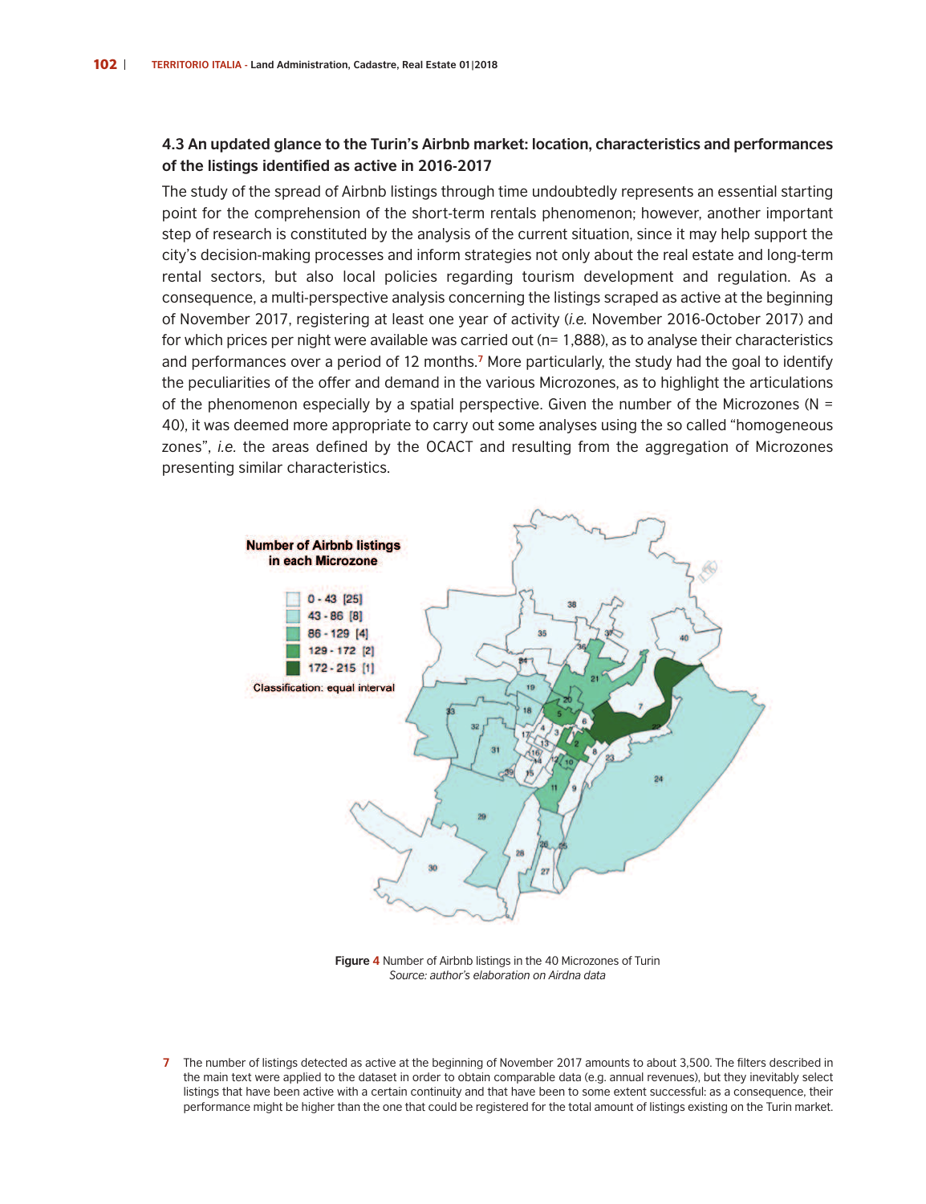### 4.3 An updated glance to the Turin's Airbnb market: location, characteristics and performances of the listings identified as active in 2016-2017

The study of the spread of Airbnb listings through time undoubtedly represents an essential starting point for the comprehension of the short-term rentals phenomenon; however, another important step of research is constituted by the analysis of the current situation, since it may help support the city's decision-making processes and inform strategies not only about the real estate and long-term rental sectors, but also local policies regarding tourism development and regulation. As a consequence, a multi-perspective analysis concerning the listings scraped as active at the beginning of November 2017, registering at least one year of activity (*i.e.* November 2016-October 2017) and for which prices per night were available was carried out (n= 1,888), as to analyse their characteristics and performances over a period of 12 months.[7] More particularly, the study had the goal to identify the peculiarities of the offer and demand in the various Microzones, as to highlight the articulations of the phenomenon especially by a spatial perspective. Given the number of the Microzones (N = 40), it was deemed more appropriate to carry out some analyses using the so called "homogeneous zones", *i.e.* the areas defined by the OCACT and resulting from the aggregation of Microzones presenting similar characteristics.

Number of Airbnb listings in each Microzone

0 - 43 [25]
43 - 86 [8]
86 - 129 [4]
129 - 172 [2]
172 - 215 [1]

Classification: equal interval

**Figure 4** Number of Airbnb listings in the 40 Microzones of Turin
*Source: author's elaboration on Airdna data*

7 The number of listings detected as active at the beginning of November 2017 amounts to about 3,500. The filters described in the main text were applied to the dataset in order to obtain comparable data (e.g. annual revenues), but they inevitably select listings that have been active with a certain continuity and that have been to some extent successful: as a consequence, their performance might be higher than the one that could be registered for the total amount of listings existing on the Turin market.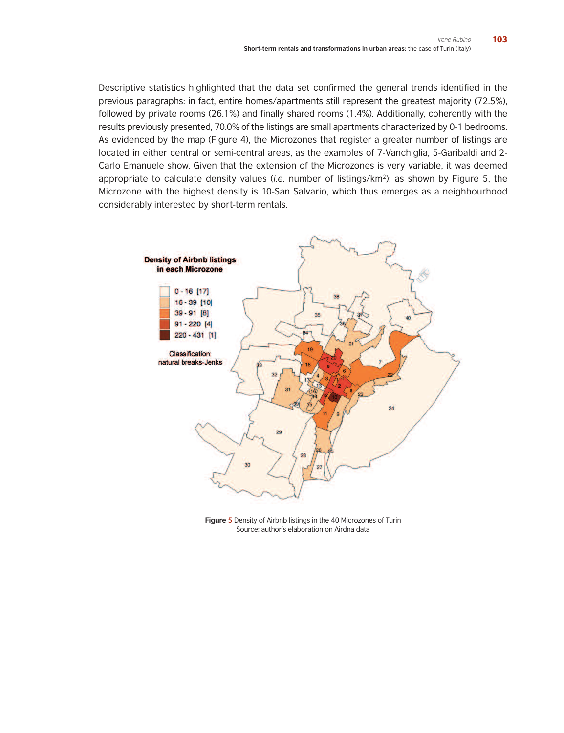Descriptive statistics highlighted that the data set confirmed the general trends identified in the previous paragraphs: in fact, entire homes/apartments still represent the greatest majority (72.5%), followed by private rooms (26.1%) and finally shared rooms (1.4%). Additionally, coherently with the results previously presented, 70.0% of the listings are small apartments characterized by 0-1 bedrooms. As evidenced by the map (Figure 4), the Microzones that register a greater number of listings are located in either central or semi-central areas, as the examples of 7-Vanchiglia, 5-Garibaldi and 2-Carlo Emanuele show. Given that the extension of the Microzones is very variable, it was deemed appropriate to calculate density values (*i.e.* number of listings/km²): as shown by Figure 5, the Microzone with the highest density is 10-San Salvario, which thus emerges as a neighbourhood considerably interested by short-term rentals.

**Density of Airbnb listings in each Microzone**

0 - 16 [17]
16 - 39 [10]
39 - 91 [8]
91 - 220 [4]
220 - 431 [1]

Classification: natural breaks-Jenks

1 2 3 4 5 6 7 8 9 10 11 12 13 14 15 16 17 18 19 20 21 22 23 24 25 26 27 28 29 30 31 32 33 34 35 36 37 38 39 40

**Figure 5** Density of Airbnb listings in the 40 Microzones of Turin
Source: author's elaboration on Airdna data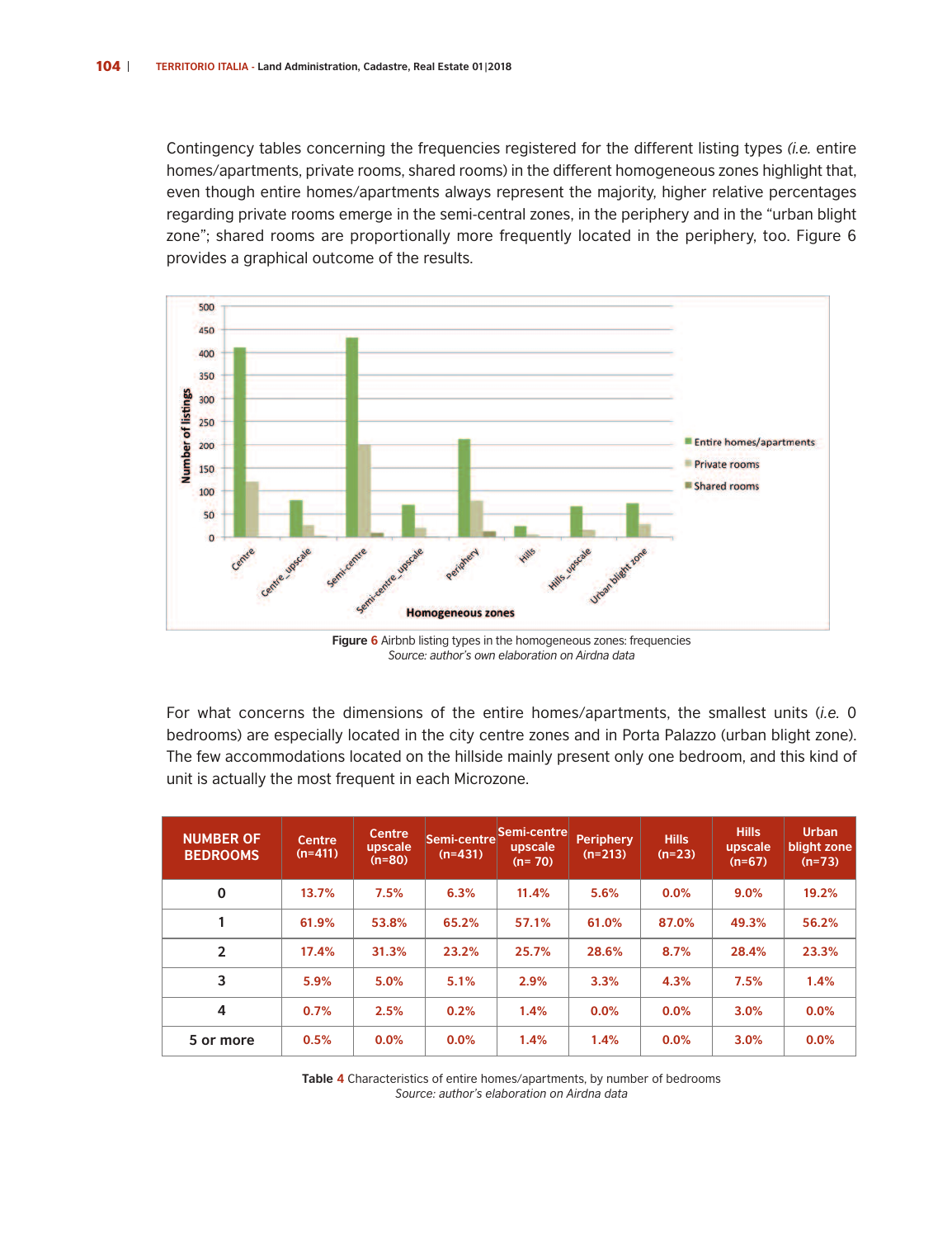Contingency tables concerning the frequencies registered for the different listing types (*i.e.* entire homes/apartments, private rooms, shared rooms) in the different homogeneous zones highlight that, even though entire homes/apartments always represent the majority, higher relative percentages regarding private rooms emerge in the semi-central zones, in the periphery and in the "urban blight zone"; shared rooms are proportionally more frequently located in the periphery, too. Figure 6 provides a graphical outcome of the results.

500
450
400
350
300
250
200
150
100
50
0

Number of listings

Centre
Centre_upscale
Semi-centre
Semi-centre_upscale
Periphery
Hills
Hills_upscale
Urban blight zone

Homogeneous zones

Entire homes/apartments
Private rooms
Shared rooms

**Figure 6** Airbnb listing types in the homogeneous zones: frequencies
*Source: author's own elaboration on Airdna data*

For what concerns the dimensions of the entire homes/apartments, the smallest units (*i.e.* 0 bedrooms) are especially located in the city centre zones and in Porta Palazzo (urban blight zone). The few accommodations located on the hillside mainly present only one bedroom, and this kind of unit is actually the most frequent in each Microzone.

| NUMBER OF BEDROOMS | Centre (n=411) | Centre upscale (n=80) | Semi-centre (n=431) | Semi-centre upscale (n= 70) | Periphery (n=213) | Hills (n=23) | Hills upscale (n=67) | Urban blight zone (n=73) |
|---|---|---|---|---|---|---|---|---|
| 0 | 13.7% | 7.5% | 6.3% | 11.4% | 5.6% | 0.0% | 9.0% | 19.2% |
| 1 | 61.9% | 53.8% | 65.2% | 57.1% | 61.0% | 87.0% | 49.3% | 56.2% |
| 2 | 17.4% | 31.3% | 23.2% | 25.7% | 28.6% | 8.7% | 28.4% | 23.3% |
| 3 | 5.9% | 5.0% | 5.1% | 2.9% | 3.3% | 4.3% | 7.5% | 1.4% |
| 4 | 0.7% | 2.5% | 0.2% | 1.4% | 0.0% | 0.0% | 3.0% | 0.0% |
| 5 or more | 0.5% | 0.0% | 0.0% | 1.4% | 1.4% | 0.0% | 3.0% | 0.0% |

**Table 4** Characteristics of entire homes/apartments, by number of bedrooms
*Source: author's elaboration on Airdna data*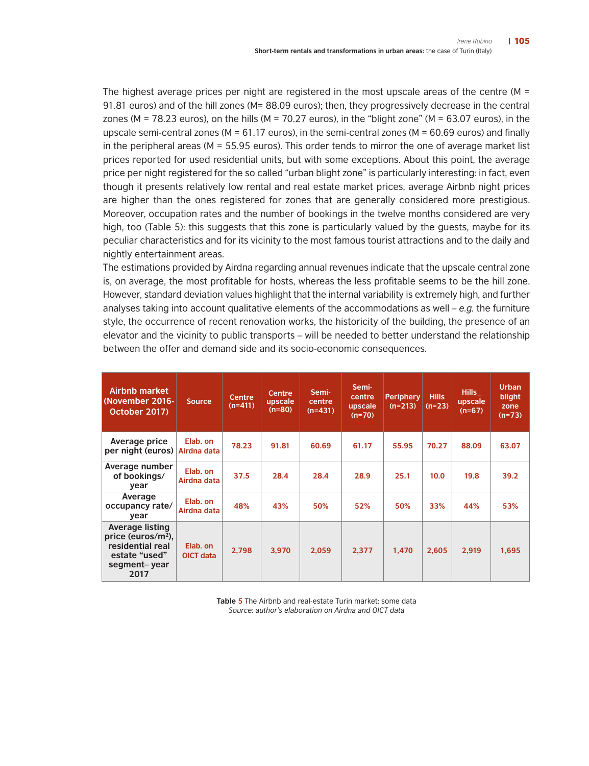The highest average prices per night are registered in the most upscale areas of the centre (M = 91.81 euros) and of the hill zones (M= 88.09 euros); then, they progressively decrease in the central zones (M = 78.23 euros), on the hills (M = 70.27 euros), in the "blight zone" (M = 63.07 euros), in the upscale semi-central zones (M = 61.17 euros), in the semi-central zones (M = 60.69 euros) and finally in the peripheral areas (M = 55.95 euros). This order tends to mirror the one of average market list prices reported for used residential units, but with some exceptions. About this point, the average price per night registered for the so called "urban blight zone" is particularly interesting: in fact, even though it presents relatively low rental and real estate market prices, average Airbnb night prices are higher than the ones registered for zones that are generally considered more prestigious. Moreover, occupation rates and the number of bookings in the twelve months considered are very high, too (Table 5): this suggests that this zone is particularly valued by the guests, maybe for its peculiar characteristics and for its vicinity to the most famous tourist attractions and to the daily and nightly entertainment areas.

The estimations provided by Airdna regarding annual revenues indicate that the upscale central zone is, on average, the most profitable for hosts, whereas the less profitable seems to be the hill zone. However, standard deviation values highlight that the internal variability is extremely high, and further analyses taking into account qualitative elements of the accommodations as well – *e.g.* the furniture style, the occurrence of recent renovation works, the historicity of the building, the presence of an elevator and the vicinity to public transports – will be needed to better understand the relationship between the offer and demand side and its socio-economic consequences.

| Airbnb market (November 2016-October 2017) | Source | Centre (n=411) | Centre upscale (n=80) | Semi-centre (n=431) | Semi-centre upscale (n=70) | Periphery (n=213) | Hills (n=23) | Hills_ upscale (n=67) | Urban blight zone (n=73) |
|---|---|---|---|---|---|---|---|---|---|
| Average price per night (euros) | Elab. on Airdna data | 78.23 | 91.81 | 60.69 | 61.17 | 55.95 | 70.27 | 88.09 | 63.07 |
| Average number of bookings/ year | Elab. on Airdna data | 37.5 | 28.4 | 28.4 | 28.9 | 25.1 | 10.0 | 19.8 | 39.2 |
| Average occupancy rate/ year | Elab. on Airdna data | 48% | 43% | 50% | 52% | 50% | 33% | 44% | 53% |
| Average listing price (euros/m²), residential real estate "used" segment– year 2017 | Elab. on OICT data | 2,798 | 3,970 | 2,059 | 2,377 | 1,470 | 2,605 | 2,919 | 1,695 |

**Table 5** The Airbnb and real-estate Turin market: some data
*Source: author's elaboration on Airdna and OICT data*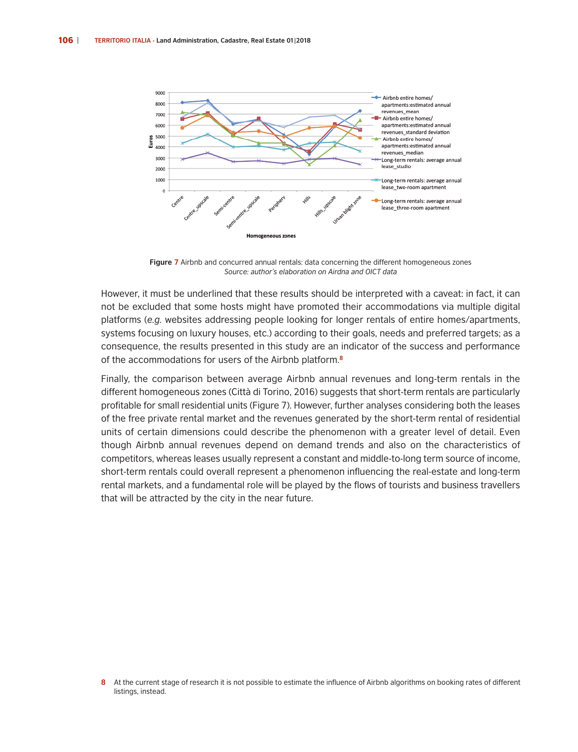9000
8000
7000
6000
5000
4000
3000
2000
1000
0

Euros

Centre
Centre_upscale
Semi-centre
Semi-centre_upscale
Periphery
Hills
Hills_upscale
Urban blight zone

Homogeneous zones

Airbnb entire homes/apartments:estimated annual revenues_mean
Airbnb entire homes/apartments:estimated annual revenues_standard deviation
Airbnb entire homes/apartments:estimated annual revenues_median
Long-term rentals: average annual lease_studio
Long-term rentals: average annual lease_two-room apartment
Long-term rentals: average annual lease_three-room apartment

**Figure 7** Airbnb and concurred annual rentals: data concerning the different homogeneous zones
*Source: author's elaboration on Airdna and OICT data*

However, it must be underlined that these results should be interpreted with a caveat: in fact, it can not be excluded that some hosts might have promoted their accommodations via multiple digital platforms (*e.g.* websites addressing people looking for longer rentals of entire homes/apartments, systems focusing on luxury houses, etc.) according to their goals, needs and preferred targets; as a consequence, the results presented in this study are an indicator of the success and performance of the accommodations for users of the Airbnb platform.[8]

Finally, the comparison between average Airbnb annual revenues and long-term rentals in the different homogeneous zones (Città di Torino, 2016) suggests that short-term rentals are particularly profitable for small residential units (Figure 7). However, further analyses considering both the leases of the free private rental market and the revenues generated by the short-term rental of residential units of certain dimensions could describe the phenomenon with a greater level of detail. Even though Airbnb annual revenues depend on demand trends and also on the characteristics of competitors, whereas leases usually represent a constant and middle-to-long term source of income, short-term rentals could overall represent a phenomenon influencing the real-estate and long-term rental markets, and a fundamental role will be played by the flows of tourists and business travellers that will be attracted by the city in the near future.

8 At the current stage of research it is not possible to estimate the influence of Airbnb algorithms on booking rates of different listings, instead.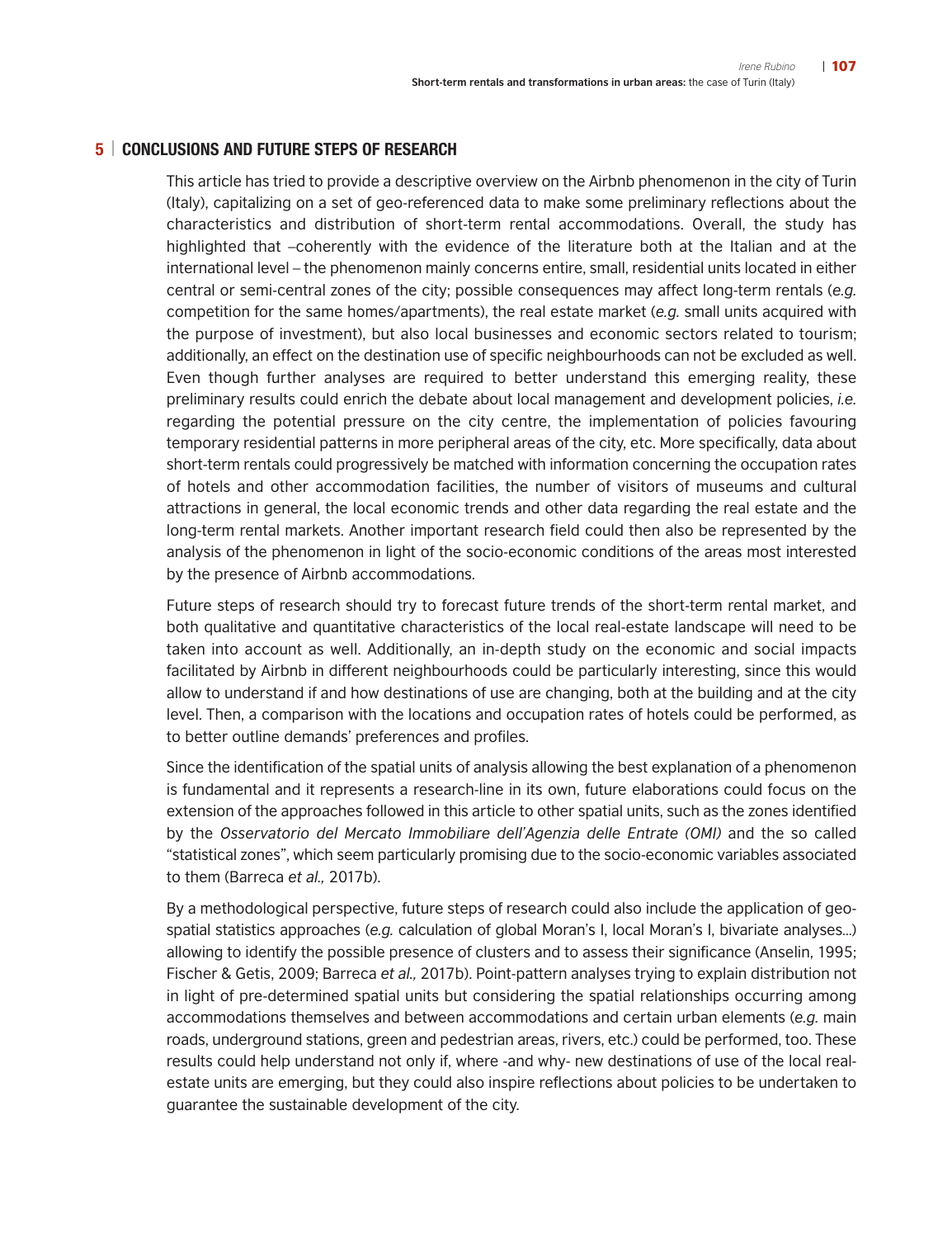## 5 | CONCLUSIONS AND FUTURE STEPS OF RESEARCH

This article has tried to provide a descriptive overview on the Airbnb phenomenon in the city of Turin (Italy), capitalizing on a set of geo-referenced data to make some preliminary reflections about the characteristics and distribution of short-term rental accommodations. Overall, the study has highlighted that –coherently with the evidence of the literature both at the Italian and at the international level – the phenomenon mainly concerns entire, small, residential units located in either central or semi-central zones of the city; possible consequences may affect long-term rentals (*e.g.* competition for the same homes/apartments), the real estate market (*e.g.* small units acquired with the purpose of investment), but also local businesses and economic sectors related to tourism; additionally, an effect on the destination use of specific neighbourhoods can not be excluded as well. Even though further analyses are required to better understand this emerging reality, these preliminary results could enrich the debate about local management and development policies, *i.e.* regarding the potential pressure on the city centre, the implementation of policies favouring temporary residential patterns in more peripheral areas of the city, etc. More specifically, data about short-term rentals could progressively be matched with information concerning the occupation rates of hotels and other accommodation facilities, the number of visitors of museums and cultural attractions in general, the local economic trends and other data regarding the real estate and the long-term rental markets. Another important research field could then also be represented by the analysis of the phenomenon in light of the socio-economic conditions of the areas most interested by the presence of Airbnb accommodations.

Future steps of research should try to forecast future trends of the short-term rental market, and both qualitative and quantitative characteristics of the local real-estate landscape will need to be taken into account as well. Additionally, an in-depth study on the economic and social impacts facilitated by Airbnb in different neighbourhoods could be particularly interesting, since this would allow to understand if and how destinations of use are changing, both at the building and at the city level. Then, a comparison with the locations and occupation rates of hotels could be performed, as to better outline demands' preferences and profiles.

Since the identification of the spatial units of analysis allowing the best explanation of a phenomenon is fundamental and it represents a research-line in its own, future elaborations could focus on the extension of the approaches followed in this article to other spatial units, such as the zones identified by the *Osservatorio del Mercato Immobiliare dell'Agenzia delle Entrate (OMI)* and the so called "statistical zones", which seem particularly promising due to the socio-economic variables associated to them (Barreca *et al.,* 2017b).

By a methodological perspective, future steps of research could also include the application of geo-spatial statistics approaches (*e.g.* calculation of global Moran's I, local Moran's I, bivariate analyses...) allowing to identify the possible presence of clusters and to assess their significance (Anselin, 1995; Fischer & Getis, 2009; Barreca *et al.,* 2017b). Point-pattern analyses trying to explain distribution not in light of pre-determined spatial units but considering the spatial relationships occurring among accommodations themselves and between accommodations and certain urban elements (*e.g.* main roads, underground stations, green and pedestrian areas, rivers, etc.) could be performed, too. These results could help understand not only if, where -and why- new destinations of use of the local real-estate units are emerging, but they could also inspire reflections about policies to be undertaken to guarantee the sustainable development of the city.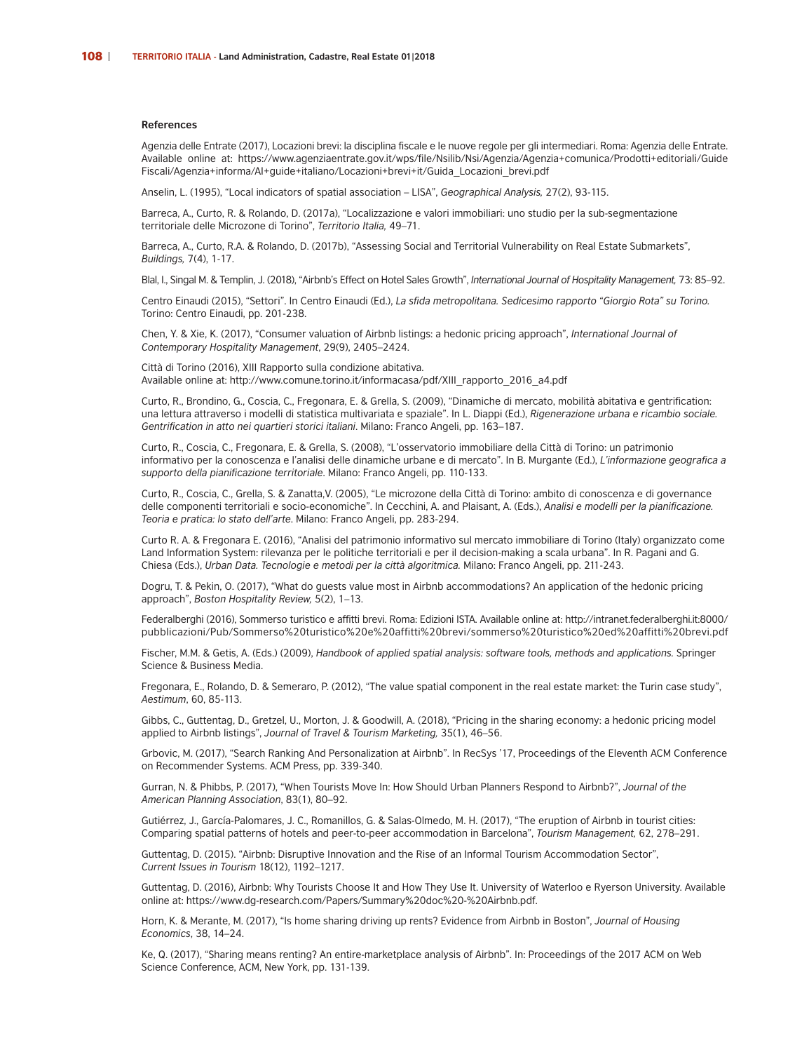**References**

Agenzia delle Entrate (2017), Locazioni brevi: la disciplina fiscale e le nuove regole per gli intermediari. Roma: Agenzia delle Entrate. Available online at: https://www.agenziaentrate.gov.it/wps/file/Nsilib/Nsi/Agenzia/Agenzia+comunica/Prodotti+editoriali/Guide Fiscali/Agenzia+informa/AI+guide+italiano/Locazioni+brevi+it/Guida_Locazioni_brevi.pdf

Anselin, L. (1995), "Local indicators of spatial association – LISA", *Geographical Analysis,* 27(2), 93-115.

Barreca, A., Curto, R. & Rolando, D. (2017a), "Localizzazione e valori immobiliari: uno studio per la sub-segmentazione territoriale delle Microzone di Torino", *Territorio Italia,* 49–71.

Barreca, A., Curto, R.A. & Rolando, D. (2017b), "Assessing Social and Territorial Vulnerability on Real Estate Submarkets", *Buildings,* 7(4), 1-17.

Blal, I., Singal M. & Templin, J. (2018), "Airbnb's Effect on Hotel Sales Growth", *International Journal of Hospitality Management,* 73: 85–92.

Centro Einaudi (2015), "Settori". In Centro Einaudi (Ed.), *La sfida metropolitana. Sedicesimo rapporto "Giorgio Rota" su Torino.* Torino: Centro Einaudi, pp. 201-238.

Chen, Y. & Xie, K. (2017), "Consumer valuation of Airbnb listings: a hedonic pricing approach", *International Journal of Contemporary Hospitality Management*, 29(9), 2405–2424.

Città di Torino (2016), XIII Rapporto sulla condizione abitativa.
Available online at: http://www.comune.torino.it/informacasa/pdf/XIII_rapporto_2016_a4.pdf

Curto, R., Brondino, G., Coscia, C., Fregonara, E. & Grella, S. (2009), "Dinamiche di mercato, mobilità abitativa e gentrification: una lettura attraverso i modelli di statistica multivariata e spaziale". In L. Diappi (Ed.), *Rigenerazione urbana e ricambio sociale. Gentrification in atto nei quartieri storici italiani*. Milano: Franco Angeli, pp. 163–187.

Curto, R., Coscia, C., Fregonara, E. & Grella, S. (2008), "L'osservatorio immobiliare della Città di Torino: un patrimonio informativo per la conoscenza e l'analisi delle dinamiche urbane e di mercato". In B. Murgante (Ed.), *L'informazione geografica a supporto della pianificazione territoriale*. Milano: Franco Angeli, pp. 110-133.

Curto, R., Coscia, C., Grella, S. & Zanatta,V. (2005), "Le microzone della Città di Torino: ambito di conoscenza e di governance delle componenti territoriali e socio-economiche". In Cecchini, A. and Plaisant, A. (Eds.), *Analisi e modelli per la pianificazione. Teoria e pratica: lo stato dell'arte*. Milano: Franco Angeli, pp. 283-294.

Curto R. A. & Fregonara E. (2016), "Analisi del patrimonio informativo sul mercato immobiliare di Torino (Italy) organizzato come Land Information System: rilevanza per le politiche territoriali e per il decision-making a scala urbana". In R. Pagani and G. Chiesa (Eds.), *Urban Data. Tecnologie e metodi per la città algoritmica.* Milano: Franco Angeli, pp. 211-243.

Dogru, T. & Pekin, O. (2017), "What do guests value most in Airbnb accommodations? An application of the hedonic pricing approach", *Boston Hospitality Review,* 5(2), 1–13.

Federalberghi (2016), Sommerso turistico e affitti brevi. Roma: Edizioni ISTA. Available online at: http://intranet.federalberghi.it:8000/pubblicazioni/Pub/Sommerso%20turistico%20e%20affitti%20brevi/sommerso%20turistico%20ed%20affitti%20brevi.pdf

Fischer, M.M. & Getis, A. (Eds.) (2009), *Handbook of applied spatial analysis: software tools, methods and applications.* Springer Science & Business Media.

Fregonara, E., Rolando, D. & Semeraro, P. (2012), "The value spatial component in the real estate market: the Turin case study", *Aestimum*, 60, 85-113.

Gibbs, C., Guttentag, D., Gretzel, U., Morton, J. & Goodwill, A. (2018), "Pricing in the sharing economy: a hedonic pricing model applied to Airbnb listings", *Journal of Travel & Tourism Marketing,* 35(1), 46–56.

Grbovic, M. (2017), "Search Ranking And Personalization at Airbnb". In RecSys '17, Proceedings of the Eleventh ACM Conference on Recommender Systems. ACM Press, pp. 339-340.

Gurran, N. & Phibbs, P. (2017), "When Tourists Move In: How Should Urban Planners Respond to Airbnb?", *Journal of the American Planning Association*, 83(1), 80–92.

Gutiérrez, J., García-Palomares, J. C., Romanillos, G. & Salas-Olmedo, M. H. (2017), "The eruption of Airbnb in tourist cities: Comparing spatial patterns of hotels and peer-to-peer accommodation in Barcelona", *Tourism Management,* 62, 278–291.

Guttentag, D. (2015). "Airbnb: Disruptive Innovation and the Rise of an Informal Tourism Accommodation Sector", *Current Issues in Tourism* 18(12), 1192–1217.

Guttentag, D. (2016), Airbnb: Why Tourists Choose It and How They Use It. University of Waterloo e Ryerson University. Available online at: https://www.dg-research.com/Papers/Summary%20doc%20-%20Airbnb.pdf.

Horn, K. & Merante, M. (2017), "Is home sharing driving up rents? Evidence from Airbnb in Boston", *Journal of Housing Economics*, 38, 14–24.

Ke, Q. (2017), "Sharing means renting? An entire-marketplace analysis of Airbnb". In: Proceedings of the 2017 ACM on Web Science Conference, ACM, New York, pp. 131-139.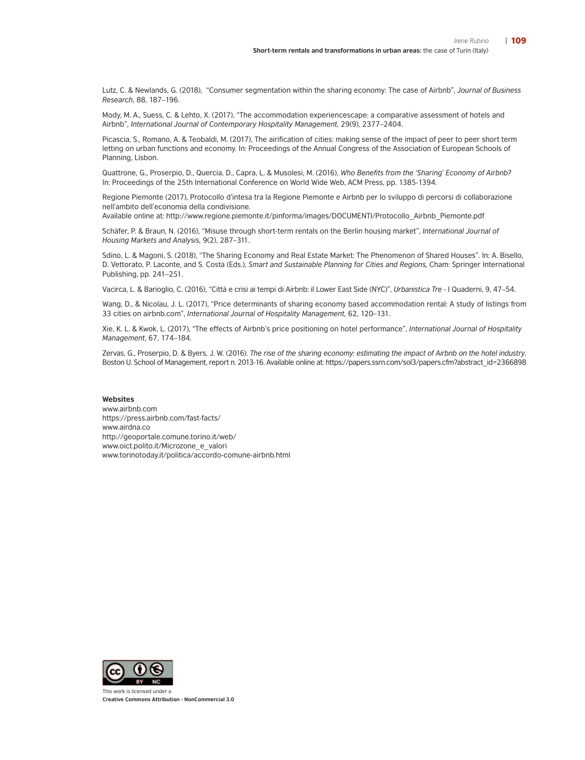Lutz, C. & Newlands, G. (2018), "Consumer segmentation within the sharing economy: The case of Airbnb", *Journal of Business Research*, 88, 187–196.

Mody, M. A., Suess, C. & Lehto, X. (2017), "The accommodation experiencescape: a comparative assessment of hotels and Airbnb", *International Journal of Contemporary Hospitality Management,* 29(9), 2377–2404.

Picascia, S., Romano, A. & Teobaldi, M. (2017), The airification of cities: making sense of the impact of peer to peer short term letting on urban functions and economy. In: Proceedings of the Annual Congress of the Association of European Schools of Planning, Lisbon.

Quattrone, G., Proserpio, D., Quercia, D., Capra, L. & Musolesi, M. (2016), *Who Benefits from the 'Sharing' Economy of Airbnb?* In: Proceedings of the 25th International Conference on World Wide Web, ACM Press, pp. 1385-1394.

Regione Piemonte (2017), Protocollo d'intesa tra la Regione Piemonte e Airbnb per lo sviluppo di percorsi di collaborazione nell'ambito dell'economia della condivisione.
Available online at: http://www.regione.piemonte.it/pinforma/images/DOCUMENTI/Protocollo_Airbnb_Piemonte.pdf

Schäfer, P. & Braun, N. (2016), "Misuse through short-term rentals on the Berlin housing market", *International Journal of Housing Markets and Analysis,* 9(2), 287–311.

Sdino, L. & Magoni, S. (2018), "The Sharing Economy and Real Estate Market: The Phenomenon of Shared Houses". In: A. Bisello, D. Vettorato, P. Laconte, and S. Costa (Eds.), *Smart and Sustainable Planning for Cities and Regions,* Cham: Springer International Publishing, pp. 241–251.

Vacirca, L. & Barioglio, C. (2016), "Città e crisi ai tempi di Airbnb: il Lower East Side (NYC)", *Urbanistica Tre* - I Quaderni, 9, 47–54.

Wang, D., & Nicolau, J. L. (2017), "Price determinants of sharing economy based accommodation rental: A study of listings from 33 cities on airbnb.com", *International Journal of Hospitality Management,* 62, 120–131.

Xie, K. L. & Kwok, L. (2017), "The effects of Airbnb's price positioning on hotel performance", *International Journal of Hospitality Management*, 67, 174–184.

Zervas, G., Proserpio, D. & Byers, J. W. (2016). *The rise of the sharing economy: estimating the impact of Airbnb on the hotel industry*. Boston U. School of Management, report n. 2013-16. Available online at: https://papers.ssrn.com/sol3/papers.cfm?abstract_id=2366898

**Websites**
www.airbnb.com
https://press.airbnb.com/fast-facts/
www.airdna.co
http://geoportale.comune.torino.it/web/
www.oict.polito.it/Microzone_e_valori
www.torinotoday.it/politica/accordo-comune-airbnb.html

This work is licensed under a
**Creative Commons Attribution - NonCommercial 3.0**